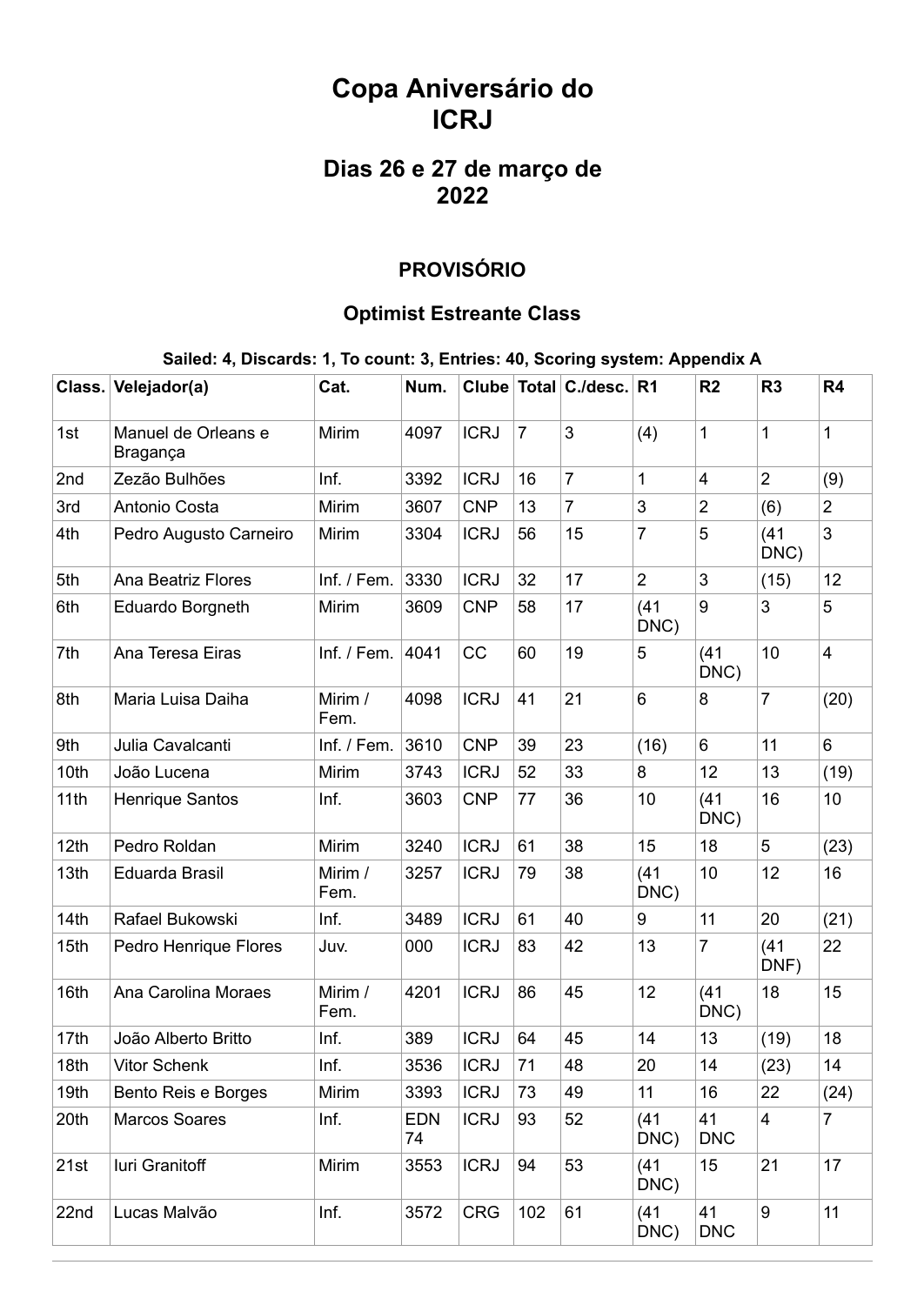# Copa Aniversário do ICRJ

## Dias 26 e 27 de março de 2022

### PROVISÓRIO

### Optimist Estreante Class

**Sailed: 4, Discards: 1, To count: 3, Entries: 40, Scoring system: Appendix A**

| Class. | Velejador(a) | Cat. | Num. | Clube | Total | C./desc. | R1 | R2 | R3 | R4 |
|---|---|---|---|---|---|---|---|---|---|---|
| 1st | Manuel de Orleans e Bragança | Mirim | 4097 | ICRJ | 7 | 3 | (4) | 1 | 1 | 1 |
| 2nd | Zezão Bulhões | Inf. | 3392 | ICRJ | 16 | 7 | 1 | 4 | 2 | (9) |
| 3rd | Antonio Costa | Mirim | 3607 | CNP | 13 | 7 | 3 | 2 | (6) | 2 |
| 4th | Pedro Augusto Carneiro | Mirim | 3304 | ICRJ | 56 | 15 | 7 | 5 | (41 DNC) | 3 |
| 5th | Ana Beatriz Flores | Inf. / Fem. | 3330 | ICRJ | 32 | 17 | 2 | 3 | (15) | 12 |
| 6th | Eduardo Borgneth | Mirim | 3609 | CNP | 58 | 17 | (41 DNC) | 9 | 3 | 5 |
| 7th | Ana Teresa Eiras | Inf. / Fem. | 4041 | CC | 60 | 19 | 5 | (41 DNC) | 10 | 4 |
| 8th | Maria Luisa Daiha | Mirim / Fem. | 4098 | ICRJ | 41 | 21 | 6 | 8 | 7 | (20) |
| 9th | Julia Cavalcanti | Inf. / Fem. | 3610 | CNP | 39 | 23 | (16) | 6 | 11 | 6 |
| 10th | João Lucena | Mirim | 3743 | ICRJ | 52 | 33 | 8 | 12 | 13 | (19) |
| 11th | Henrique Santos | Inf. | 3603 | CNP | 77 | 36 | 10 | (41 DNC) | 16 | 10 |
| 12th | Pedro Roldan | Mirim | 3240 | ICRJ | 61 | 38 | 15 | 18 | 5 | (23) |
| 13th | Eduarda Brasil | Mirim / Fem. | 3257 | ICRJ | 79 | 38 | (41 DNC) | 10 | 12 | 16 |
| 14th | Rafael Bukowski | Inf. | 3489 | ICRJ | 61 | 40 | 9 | 11 | 20 | (21) |
| 15th | Pedro Henrique Flores | Juv. | 000 | ICRJ | 83 | 42 | 13 | 7 | (41 DNF) | 22 |
| 16th | Ana Carolina Moraes | Mirim / Fem. | 4201 | ICRJ | 86 | 45 | 12 | (41 DNC) | 18 | 15 |
| 17th | João Alberto Britto | Inf. | 389 | ICRJ | 64 | 45 | 14 | 13 | (19) | 18 |
| 18th | Vitor Schenk | Inf. | 3536 | ICRJ | 71 | 48 | 20 | 14 | (23) | 14 |
| 19th | Bento Reis e Borges | Mirim | 3393 | ICRJ | 73 | 49 | 11 | 16 | 22 | (24) |
| 20th | Marcos Soares | Inf. | EDN 74 | ICRJ | 93 | 52 | (41 DNC) | 41 DNC | 4 | 7 |
| 21st | Iuri Granitoff | Mirim | 3553 | ICRJ | 94 | 53 | (41 DNC) | 15 | 21 | 17 |
| 22nd | Lucas Malvão | Inf. | 3572 | CRG | 102 | 61 | (41 DNC) | 41 DNC | 9 | 11 |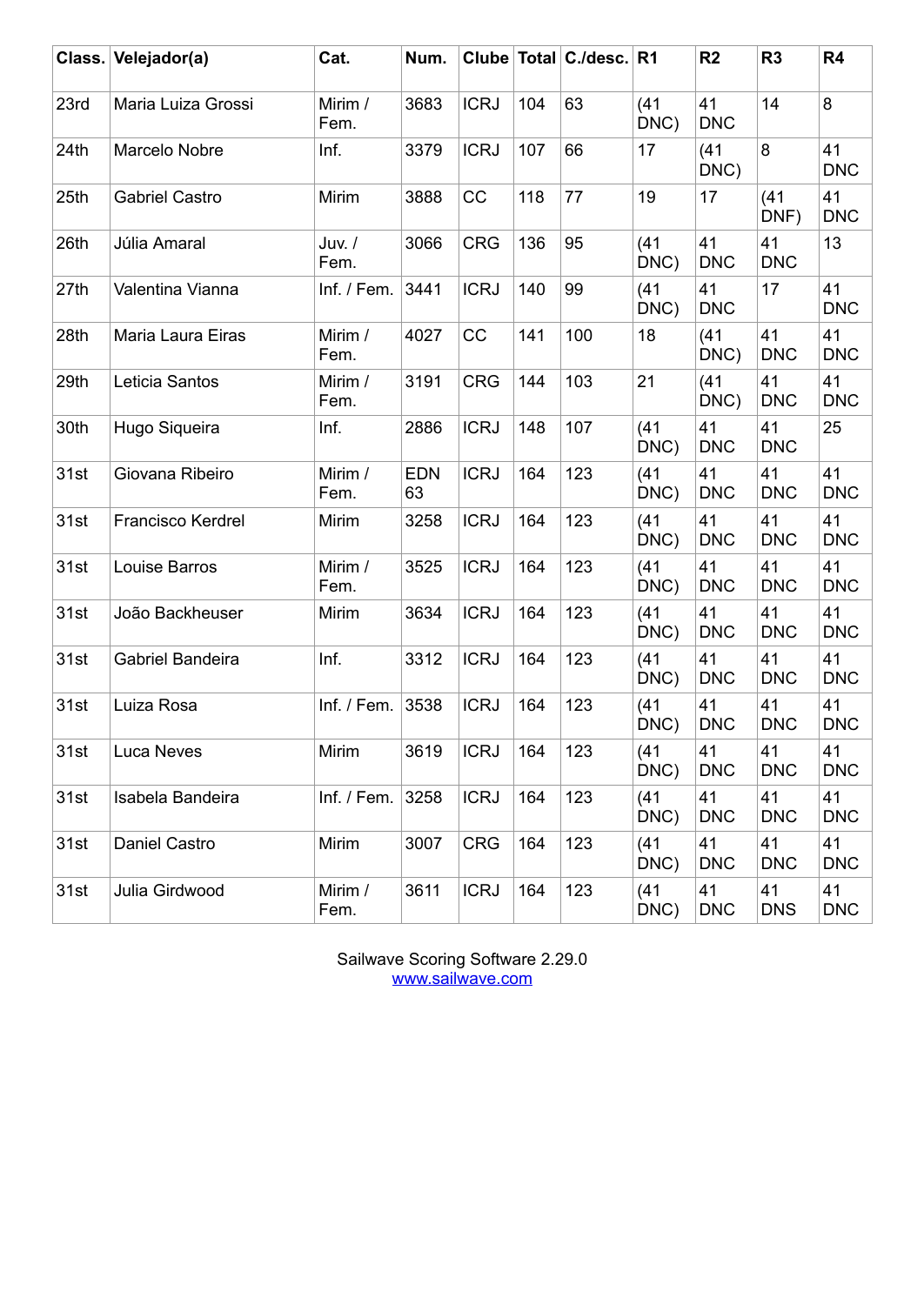| Class. | Velejador(a) | Cat. | Num. | Clube | Total | C./desc. | R1 | R2 | R3 | R4 |
|---|---|---|---|---|---|---|---|---|---|---|
| 23rd | Maria Luiza Grossi | Mirim / Fem. | 3683 | ICRJ | 104 | 63 | (41 DNC) | 41 DNC | 14 | 8 |
| 24th | Marcelo Nobre | Inf. | 3379 | ICRJ | 107 | 66 | 17 | (41 DNC) | 8 | 41 DNC |
| 25th | Gabriel Castro | Mirim | 3888 | CC | 118 | 77 | 19 | 17 | (41 DNF) | 41 DNC |
| 26th | Júlia Amaral | Juv. / Fem. | 3066 | CRG | 136 | 95 | (41 DNC) | 41 DNC | 41 DNC | 13 |
| 27th | Valentina Vianna | Inf. / Fem. | 3441 | ICRJ | 140 | 99 | (41 DNC) | 41 DNC | 17 | 41 DNC |
| 28th | Maria Laura Eiras | Mirim / Fem. | 4027 | CC | 141 | 100 | 18 | (41 DNC) | 41 DNC | 41 DNC |
| 29th | Leticia Santos | Mirim / Fem. | 3191 | CRG | 144 | 103 | 21 | (41 DNC) | 41 DNC | 41 DNC |
| 30th | Hugo Siqueira | Inf. | 2886 | ICRJ | 148 | 107 | (41 DNC) | 41 DNC | 41 DNC | 25 |
| 31st | Giovana Ribeiro | Mirim / Fem. | EDN 63 | ICRJ | 164 | 123 | (41 DNC) | 41 DNC | 41 DNC | 41 DNC |
| 31st | Francisco Kerdrel | Mirim | 3258 | ICRJ | 164 | 123 | (41 DNC) | 41 DNC | 41 DNC | 41 DNC |
| 31st | Louise Barros | Mirim / Fem. | 3525 | ICRJ | 164 | 123 | (41 DNC) | 41 DNC | 41 DNC | 41 DNC |
| 31st | João Backheuser | Mirim | 3634 | ICRJ | 164 | 123 | (41 DNC) | 41 DNC | 41 DNC | 41 DNC |
| 31st | Gabriel Bandeira | Inf. | 3312 | ICRJ | 164 | 123 | (41 DNC) | 41 DNC | 41 DNC | 41 DNC |
| 31st | Luiza Rosa | Inf. / Fem. | 3538 | ICRJ | 164 | 123 | (41 DNC) | 41 DNC | 41 DNC | 41 DNC |
| 31st | Luca Neves | Mirim | 3619 | ICRJ | 164 | 123 | (41 DNC) | 41 DNC | 41 DNC | 41 DNC |
| 31st | Isabela Bandeira | Inf. / Fem. | 3258 | ICRJ | 164 | 123 | (41 DNC) | 41 DNC | 41 DNC | 41 DNC |
| 31st | Daniel Castro | Mirim | 3007 | CRG | 164 | 123 | (41 DNC) | 41 DNC | 41 DNC | 41 DNC |
| 31st | Julia Girdwood | Mirim / Fem. | 3611 | ICRJ | 164 | 123 | (41 DNC) | 41 DNC | 41 DNS | 41 DNC |

Sailwave Scoring Software 2.29.0
www.sailwave.com